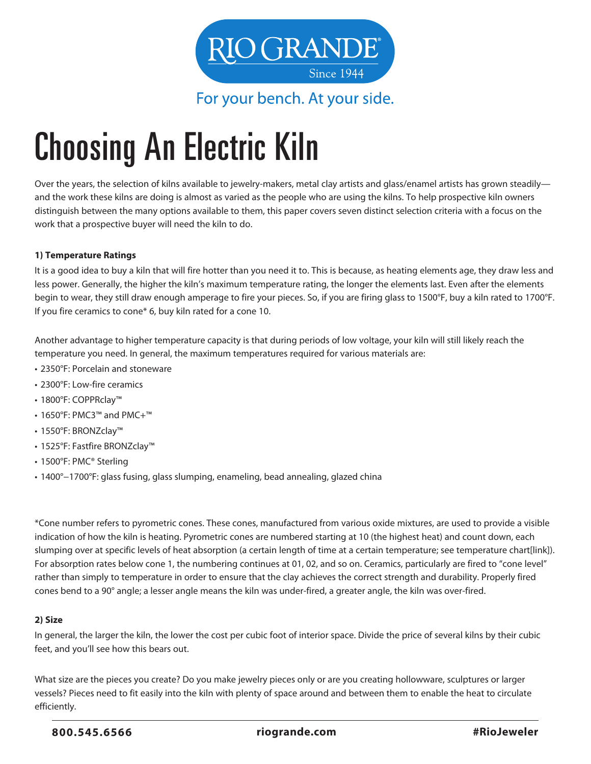RIO GRANDE® Since 1944

For your bench. At your side.

# Choosing An Electric Kiln

Over the years, the selection of kilns available to jewelry-makers, metal clay artists and glass/enamel artists has grown steadily—and the work these kilns are doing is almost as varied as the people who are using the kilns. To help prospective kiln owners distinguish between the many options available to them, this paper covers seven distinct selection criteria with a focus on the work that a prospective buyer will need the kiln to do.

**1) Temperature Ratings**

It is a good idea to buy a kiln that will fire hotter than you need it to. This is because, as heating elements age, they draw less and less power. Generally, the higher the kiln's maximum temperature rating, the longer the elements last. Even after the elements begin to wear, they still draw enough amperage to fire your pieces. So, if you are firing glass to 1500°F, buy a kiln rated to 1700°F. If you fire ceramics to cone* 6, buy kiln rated for a cone 10.

Another advantage to higher temperature capacity is that during periods of low voltage, your kiln will still likely reach the temperature you need. In general, the maximum temperatures required for various materials are:

- 2350°F: Porcelain and stoneware
- 2300°F: Low-fire ceramics
- 1800°F: COPPRclay™
- 1650°F: PMC3™ and PMC+™
- 1550°F: BRONZclay™
- 1525°F: Fastfire BRONZclay™
- 1500°F: PMC® Sterling
- 1400°–1700°F: glass fusing, glass slumping, enameling, bead annealing, glazed china

*Cone number refers to pyrometric cones. These cones, manufactured from various oxide mixtures, are used to provide a visible indication of how the kiln is heating. Pyrometric cones are numbered starting at 10 (the highest heat) and count down, each slumping over at specific levels of heat absorption (a certain length of time at a certain temperature; see temperature chart[link]). For absorption rates below cone 1, the numbering continues at 01, 02, and so on. Ceramics, particularly are fired to "cone level" rather than simply to temperature in order to ensure that the clay achieves the correct strength and durability. Properly fired cones bend to a 90° angle; a lesser angle means the kiln was under-fired, a greater angle, the kiln was over-fired.

**2) Size**

In general, the larger the kiln, the lower the cost per cubic foot of interior space. Divide the price of several kilns by their cubic feet, and you'll see how this bears out.

What size are the pieces you create? Do you make jewelry pieces only or are you creating hollowware, sculptures or larger vessels? Pieces need to fit easily into the kiln with plenty of space around and between them to enable the heat to circulate efficiently.

800.545.6566 riogrande.com #RioJeweler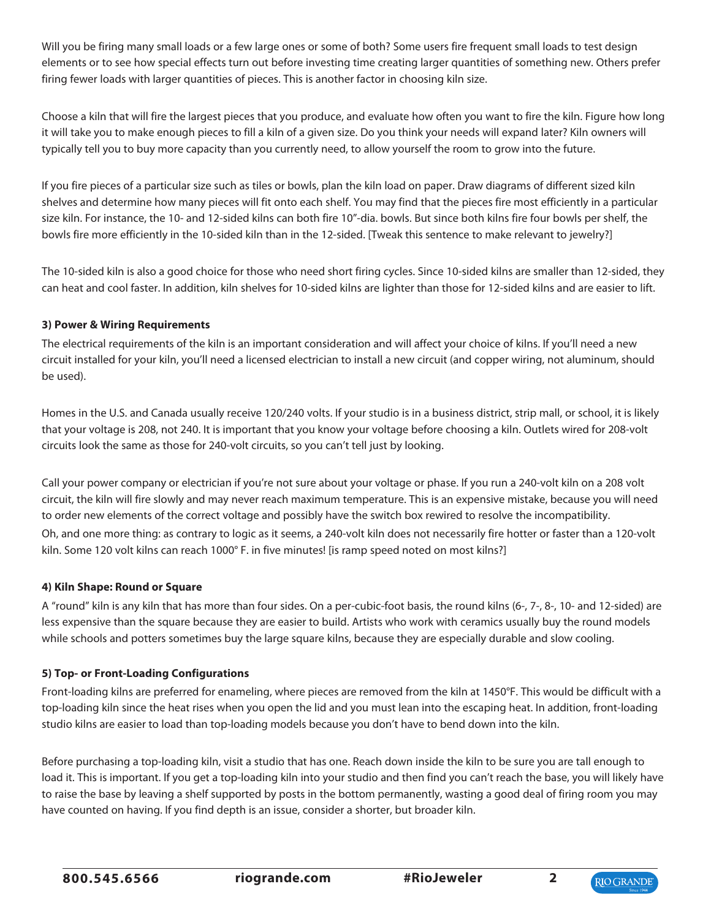Will you be firing many small loads or a few large ones or some of both? Some users fire frequent small loads to test design elements or to see how special effects turn out before investing time creating larger quantities of something new. Others prefer firing fewer loads with larger quantities of pieces. This is another factor in choosing kiln size.

Choose a kiln that will fire the largest pieces that you produce, and evaluate how often you want to fire the kiln. Figure how long it will take you to make enough pieces to fill a kiln of a given size. Do you think your needs will expand later? Kiln owners will typically tell you to buy more capacity than you currently need, to allow yourself the room to grow into the future.

If you fire pieces of a particular size such as tiles or bowls, plan the kiln load on paper. Draw diagrams of different sized kiln shelves and determine how many pieces will fit onto each shelf. You may find that the pieces fire most efficiently in a particular size kiln. For instance, the 10- and 12-sided kilns can both fire 10"-dia. bowls. But since both kilns fire four bowls per shelf, the bowls fire more efficiently in the 10-sided kiln than in the 12-sided. [Tweak this sentence to make relevant to jewelry?]

The 10-sided kiln is also a good choice for those who need short firing cycles. Since 10-sided kilns are smaller than 12-sided, they can heat and cool faster. In addition, kiln shelves for 10-sided kilns are lighter than those for 12-sided kilns and are easier to lift.

**3) Power & Wiring Requirements**

The electrical requirements of the kiln is an important consideration and will affect your choice of kilns. If you'll need a new circuit installed for your kiln, you'll need a licensed electrician to install a new circuit (and copper wiring, not aluminum, should be used).

Homes in the U.S. and Canada usually receive 120/240 volts. If your studio is in a business district, strip mall, or school, it is likely that your voltage is 208, not 240. It is important that you know your voltage before choosing a kiln. Outlets wired for 208-volt circuits look the same as those for 240-volt circuits, so you can't tell just by looking.

Call your power company or electrician if you're not sure about your voltage or phase. If you run a 240-volt kiln on a 208 volt circuit, the kiln will fire slowly and may never reach maximum temperature. This is an expensive mistake, because you will need to order new elements of the correct voltage and possibly have the switch box rewired to resolve the incompatibility.
Oh, and one more thing: as contrary to logic as it seems, a 240-volt kiln does not necessarily fire hotter or faster than a 120-volt kiln. Some 120 volt kilns can reach 1000° F. in five minutes! [is ramp speed noted on most kilns?]

**4) Kiln Shape: Round or Square**

A "round" kiln is any kiln that has more than four sides. On a per-cubic-foot basis, the round kilns (6-, 7-, 8-, 10- and 12-sided) are less expensive than the square because they are easier to build. Artists who work with ceramics usually buy the round models while schools and potters sometimes buy the large square kilns, because they are especially durable and slow cooling.

**5) Top- or Front-Loading Configurations**

Front-loading kilns are preferred for enameling, where pieces are removed from the kiln at 1450°F. This would be difficult with a top-loading kiln since the heat rises when you open the lid and you must lean into the escaping heat. In addition, front-loading studio kilns are easier to load than top-loading models because you don't have to bend down into the kiln.

Before purchasing a top-loading kiln, visit a studio that has one. Reach down inside the kiln to be sure you are tall enough to load it. This is important. If you get a top-loading kiln into your studio and then find you can't reach the base, you will likely have to raise the base by leaving a shelf supported by posts in the bottom permanently, wasting a good deal of firing room you may have counted on having. If you find depth is an issue, consider a shorter, but broader kiln.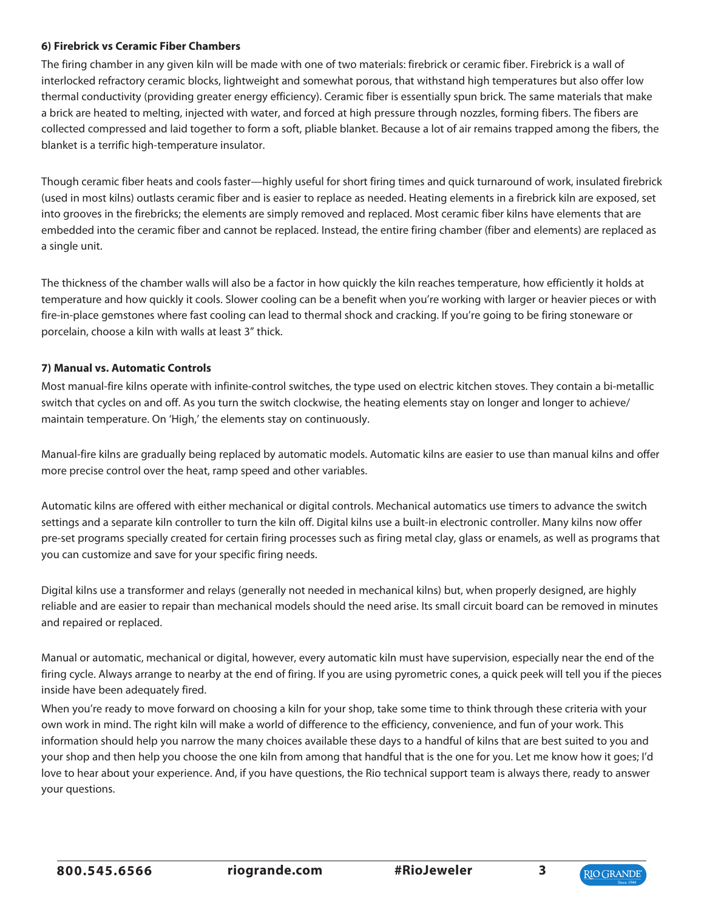**6) Firebrick vs Ceramic Fiber Chambers**

The firing chamber in any given kiln will be made with one of two materials: firebrick or ceramic fiber. Firebrick is a wall of interlocked refractory ceramic blocks, lightweight and somewhat porous, that withstand high temperatures but also offer low thermal conductivity (providing greater energy efficiency). Ceramic fiber is essentially spun brick. The same materials that make a brick are heated to melting, injected with water, and forced at high pressure through nozzles, forming fibers. The fibers are collected compressed and laid together to form a soft, pliable blanket. Because a lot of air remains trapped among the fibers, the blanket is a terrific high-temperature insulator.

Though ceramic fiber heats and cools faster—highly useful for short firing times and quick turnaround of work, insulated firebrick (used in most kilns) outlasts ceramic fiber and is easier to replace as needed. Heating elements in a firebrick kiln are exposed, set into grooves in the firebricks; the elements are simply removed and replaced. Most ceramic fiber kilns have elements that are embedded into the ceramic fiber and cannot be replaced. Instead, the entire firing chamber (fiber and elements) are replaced as a single unit.

The thickness of the chamber walls will also be a factor in how quickly the kiln reaches temperature, how efficiently it holds at temperature and how quickly it cools. Slower cooling can be a benefit when you're working with larger or heavier pieces or with fire-in-place gemstones where fast cooling can lead to thermal shock and cracking. If you're going to be firing stoneware or porcelain, choose a kiln with walls at least 3" thick.

**7) Manual vs. Automatic Controls**

Most manual-fire kilns operate with infinite-control switches, the type used on electric kitchen stoves. They contain a bi-metallic switch that cycles on and off. As you turn the switch clockwise, the heating elements stay on longer and longer to achieve/maintain temperature. On 'High,' the elements stay on continuously.

Manual-fire kilns are gradually being replaced by automatic models. Automatic kilns are easier to use than manual kilns and offer more precise control over the heat, ramp speed and other variables.

Automatic kilns are offered with either mechanical or digital controls. Mechanical automatics use timers to advance the switch settings and a separate kiln controller to turn the kiln off. Digital kilns use a built-in electronic controller. Many kilns now offer pre-set programs specially created for certain firing processes such as firing metal clay, glass or enamels, as well as programs that you can customize and save for your specific firing needs.

Digital kilns use a transformer and relays (generally not needed in mechanical kilns) but, when properly designed, are highly reliable and are easier to repair than mechanical models should the need arise. Its small circuit board can be removed in minutes and repaired or replaced.

Manual or automatic, mechanical or digital, however, every automatic kiln must have supervision, especially near the end of the firing cycle. Always arrange to nearby at the end of firing. If you are using pyrometric cones, a quick peek will tell you if the pieces inside have been adequately fired.

When you're ready to move forward on choosing a kiln for your shop, take some time to think through these criteria with your own work in mind. The right kiln will make a world of difference to the efficiency, convenience, and fun of your work. This information should help you narrow the many choices available these days to a handful of kilns that are best suited to you and your shop and then help you choose the one kiln from among that handful that is the one for you. Let me know how it goes; I'd love to hear about your experience. And, if you have questions, the Rio technical support team is always there, ready to answer your questions.